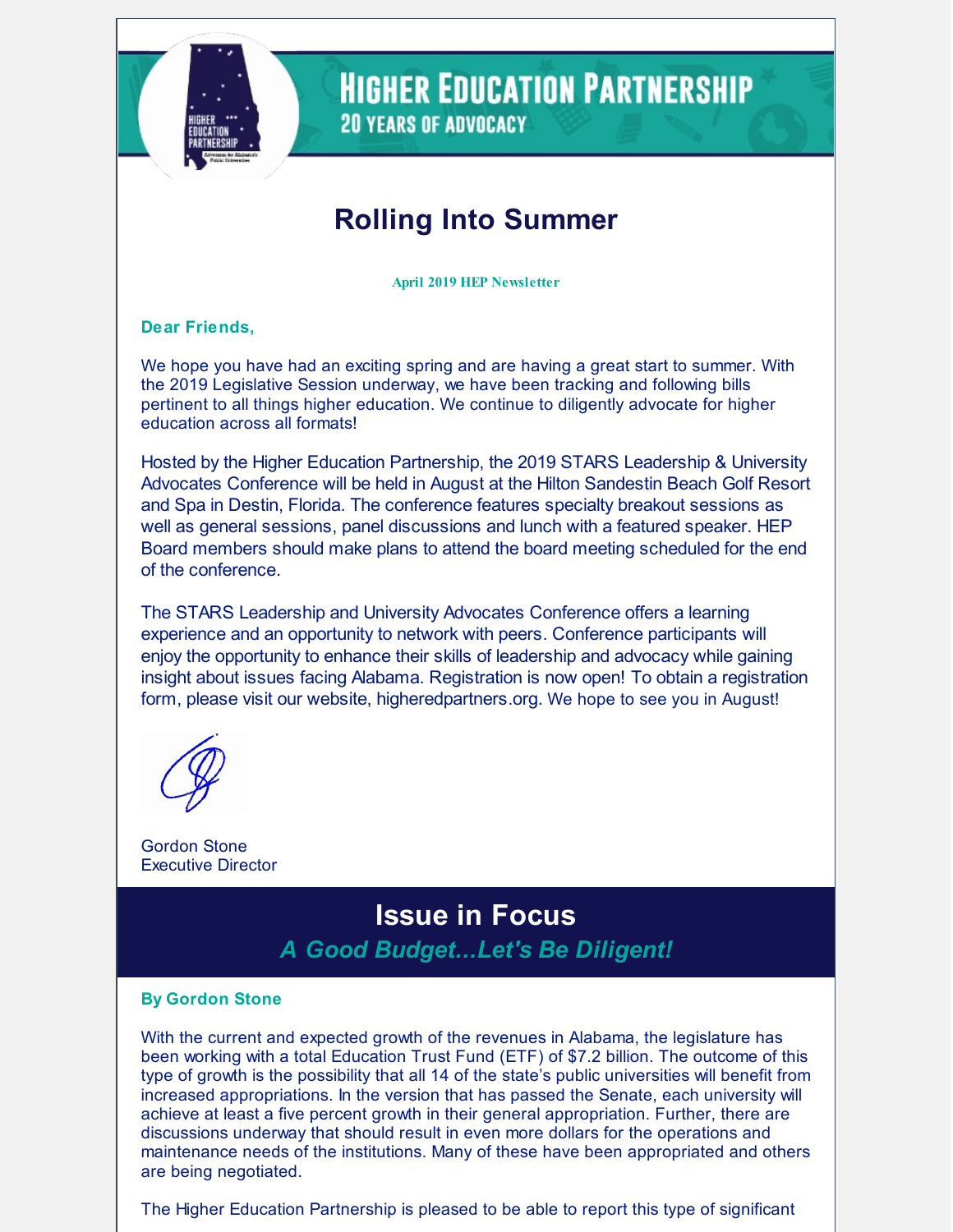# HIGHER EDUCATION PARTNERSHIP

## 20 YEARS OF ADVOCACY

# Rolling Into Summer

**April 2019 HEP Newsletter**

**Dear Friends,**

We hope you have had an exciting spring and are having a great start to summer. With the 2019 Legislative Session underway, we have been tracking and following bills pertinent to all things higher education. We continue to diligently advocate for higher education across all formats!

Hosted by the Higher Education Partnership, the 2019 STARS Leadership & University Advocates Conference will be held in August at the Hilton Sandestin Beach Golf Resort and Spa in Destin, Florida. The conference features specialty breakout sessions as well as general sessions, panel discussions and lunch with a featured speaker. HEP Board members should make plans to attend the board meeting scheduled for the end of the conference.

The STARS Leadership and University Advocates Conference offers a learning experience and an opportunity to network with peers. Conference participants will enjoy the opportunity to enhance their skills of leadership and advocacy while gaining insight about issues facing Alabama. Registration is now open! To obtain a registration form, please visit our website, higheredpartners.org. We hope to see you in August!

Gordon Stone
Executive Director

## Issue in Focus

### *A Good Budget...Let's Be Diligent!*

**By Gordon Stone**

With the current and expected growth of the revenues in Alabama, the legislature has been working with a total Education Trust Fund (ETF) of $7.2 billion. The outcome of this type of growth is the possibility that all 14 of the state's public universities will benefit from increased appropriations. In the version that has passed the Senate, each university will achieve at least a five percent growth in their general appropriation. Further, there are discussions underway that should result in even more dollars for the operations and maintenance needs of the institutions. Many of these have been appropriated and others are being negotiated.

The Higher Education Partnership is pleased to be able to report this type of significant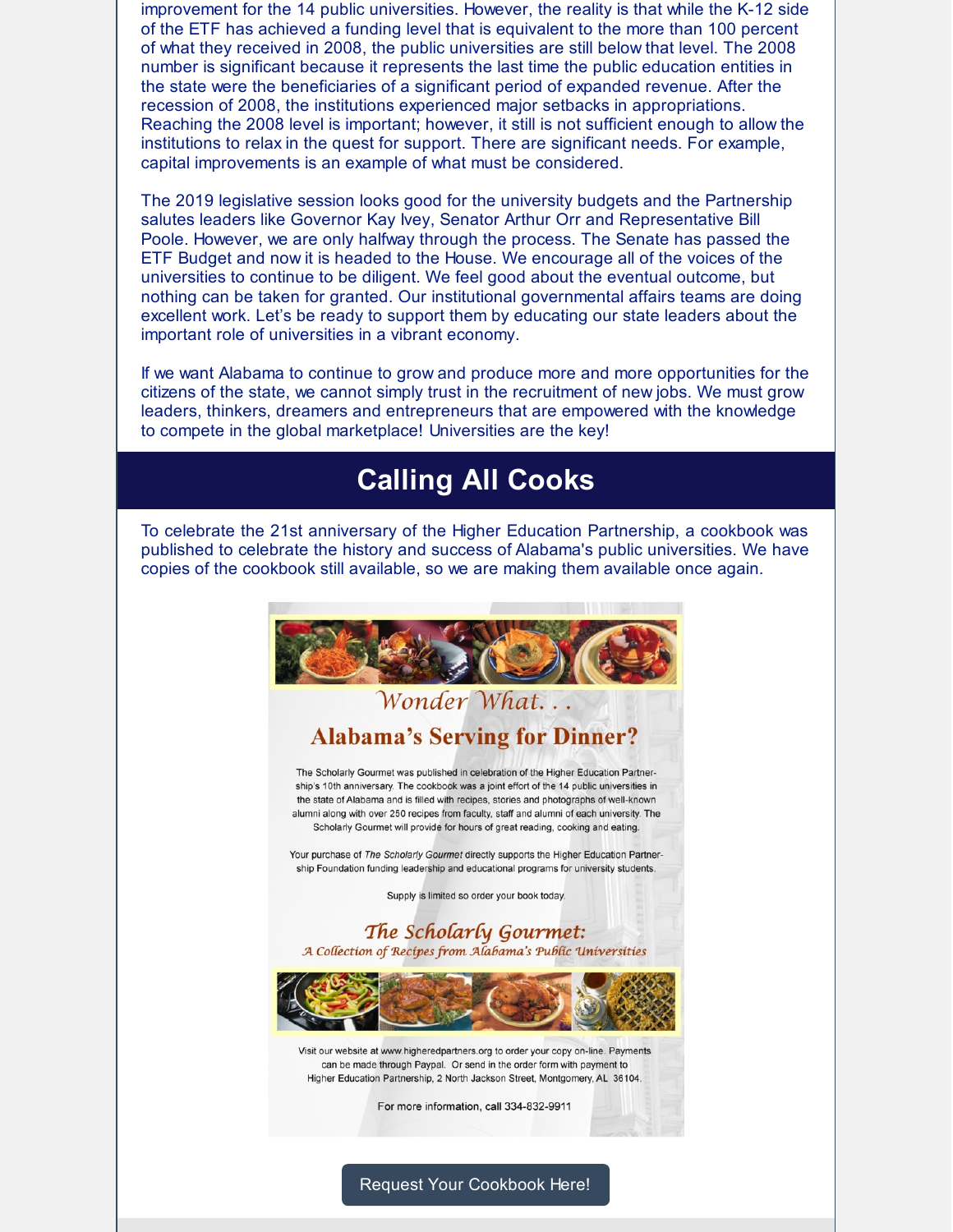improvement for the 14 public universities. However, the reality is that while the K-12 side of the ETF has achieved a funding level that is equivalent to the more than 100 percent of what they received in 2008, the public universities are still below that level. The 2008 number is significant because it represents the last time the public education entities in the state were the beneficiaries of a significant period of expanded revenue. After the recession of 2008, the institutions experienced major setbacks in appropriations. Reaching the 2008 level is important; however, it still is not sufficient enough to allow the institutions to relax in the quest for support. There are significant needs. For example, capital improvements is an example of what must be considered.

The 2019 legislative session looks good for the university budgets and the Partnership salutes leaders like Governor Kay Ivey, Senator Arthur Orr and Representative Bill Poole. However, we are only halfway through the process. The Senate has passed the ETF Budget and now it is headed to the House. We encourage all of the voices of the universities to continue to be diligent. We feel good about the eventual outcome, but nothing can be taken for granted. Our institutional governmental affairs teams are doing excellent work. Let's be ready to support them by educating our state leaders about the important role of universities in a vibrant economy.

If we want Alabama to continue to grow and produce more and more opportunities for the citizens of the state, we cannot simply trust in the recruitment of new jobs. We must grow leaders, thinkers, dreamers and entrepreneurs that are empowered with the knowledge to compete in the global marketplace! Universities are the key!

## Calling All Cooks

To celebrate the 21st anniversary of the Higher Education Partnership, a cookbook was published to celebrate the history and success of Alabama's public universities. We have copies of the cookbook still available, so we are making them available once again.

*Wonder What. . .*

### Alabama's Serving for Dinner?

The Scholarly Gourmet was published in celebration of the Higher Education Partnership's 10th anniversary. The cookbook was a joint effort of the 14 public universities in the state of Alabama and is filled with recipes, stories and photographs of well-known alumni along with over 250 recipes from faculty, staff and alumni of each university. The Scholarly Gourmet will provide for hours of great reading, cooking and eating.

Your purchase of *The Scholarly Gourmet* directly supports the Higher Education Partnership Foundation funding leadership and educational programs for university students.

Supply is limited so order your book today.

***The Scholarly Gourmet:***
*A Collection of Recipes from Alabama's Public Universities*

Visit our website at www.higheredpartners.org to order your copy on-line. Payments can be made through Paypal. Or send in the order form with payment to Higher Education Partnership, 2 North Jackson Street, Montgomery, AL 36104.

For more information, call 334-832-9911

Request Your Cookbook Here!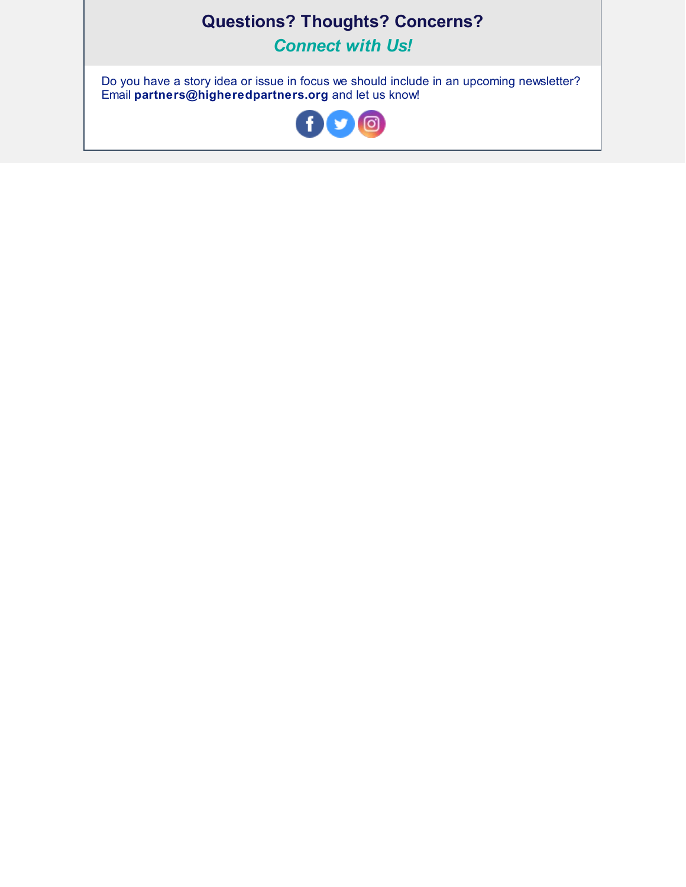## Questions? Thoughts? Concerns?

***Connect with Us!***

Do you have a story idea or issue in focus we should include in an upcoming newsletter? Email **partners@higheredpartners.org** and let us know!